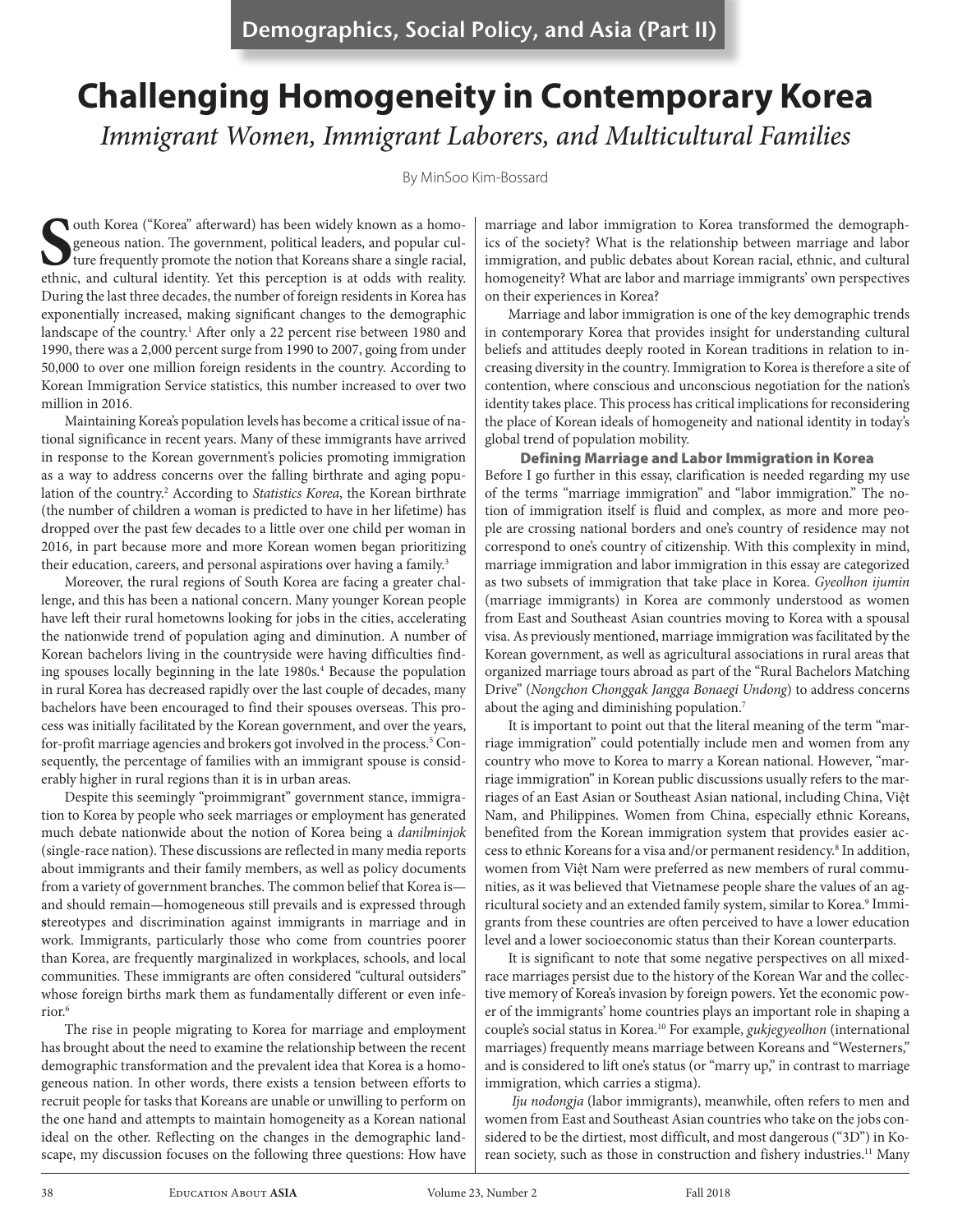# Challenging Homogeneity in Contemporary Korea

*Immigrant Women, Immigrant Laborers, and Multicultural Families*

By MinSoo Kim-Bossard

South Korea ("Korea" afterward) has been widely known as a homogeneous nation. The government, political leaders, and popular culture frequently promote the notion that Koreans share a single racial, ethnic, and cultural identity. Yet this perception is at odds with reality. During the last three decades, the number of foreign residents in Korea has exponentially increased, making significant changes to the demographic landscape of the country.[1] After only a 22 percent rise between 1980 and 1990, there was a 2,000 percent surge from 1990 to 2007, going from under 50,000 to over one million foreign residents in the country. According to Korean Immigration Service statistics, this number increased to over two million in 2016.

Maintaining Korea's population levels has become a critical issue of national significance in recent years. Many of these immigrants have arrived in response to the Korean government's policies promoting immigration as a way to address concerns over the falling birthrate and aging population of the country.[2] According to *Statistics Korea*, the Korean birthrate (the number of children a woman is predicted to have in her lifetime) has dropped over the past few decades to a little over one child per woman in 2016, in part because more and more Korean women began prioritizing their education, careers, and personal aspirations over having a family.[3]

Moreover, the rural regions of South Korea are facing a greater challenge, and this has been a national concern. Many younger Korean people have left their rural hometowns looking for jobs in the cities, accelerating the nationwide trend of population aging and diminution. A number of Korean bachelors living in the countryside were having difficulties finding spouses locally beginning in the late 1980s.[4] Because the population in rural Korea has decreased rapidly over the last couple of decades, many bachelors have been encouraged to find their spouses overseas. This process was initially facilitated by the Korean government, and over the years, for-profit marriage agencies and brokers got involved in the process.[5] Consequently, the percentage of families with an immigrant spouse is considerably higher in rural regions than it is in urban areas.

Despite this seemingly "proimmigrant" government stance, immigration to Korea by people who seek marriages or employment has generated much debate nationwide about the notion of Korea being a *danilminjok* (single-race nation). These discussions are reflected in many media reports about immigrants and their family members, as well as policy documents from a variety of government branches. The common belief that Korea is—and should remain—homogeneous still prevails and is expressed through stereotypes and discrimination against immigrants in marriage and in work. Immigrants, particularly those who come from countries poorer than Korea, are frequently marginalized in workplaces, schools, and local communities. These immigrants are often considered "cultural outsiders" whose foreign births mark them as fundamentally different or even inferior.[6]

The rise in people migrating to Korea for marriage and employment has brought about the need to examine the relationship between the recent demographic transformation and the prevalent idea that Korea is a homogeneous nation. In other words, there exists a tension between efforts to recruit people for tasks that Koreans are unable or unwilling to perform on the one hand and attempts to maintain homogeneity as a Korean national ideal on the other. Reflecting on the changes in the demographic landscape, my discussion focuses on the following three questions: How have marriage and labor immigration to Korea transformed the demographics of the society? What is the relationship between marriage and labor immigration, and public debates about Korean racial, ethnic, and cultural homogeneity? What are labor and marriage immigrants' own perspectives on their experiences in Korea?

Marriage and labor immigration is one of the key demographic trends in contemporary Korea that provides insight for understanding cultural beliefs and attitudes deeply rooted in Korean traditions in relation to increasing diversity in the country. Immigration to Korea is therefore a site of contention, where conscious and unconscious negotiation for the nation's identity takes place. This process has critical implications for reconsidering the place of Korean ideals of homogeneity and national identity in today's global trend of population mobility.

## Defining Marriage and Labor Immigration in Korea

Before I go further in this essay, clarification is needed regarding my use of the terms "marriage immigration" and "labor immigration." The notion of immigration itself is fluid and complex, as more and more people are crossing national borders and one's country of residence may not correspond to one's country of citizenship. With this complexity in mind, marriage immigration and labor immigration in this essay are categorized as two subsets of immigration that take place in Korea. *Gyeolhon ijumin* (marriage immigrants) in Korea are commonly understood as women from East and Southeast Asian countries moving to Korea with a spousal visa. As previously mentioned, marriage immigration was facilitated by the Korean government, as well as agricultural associations in rural areas that organized marriage tours abroad as part of the "Rural Bachelors Matching Drive" (*Nongchon Chonggak Jangga Bonaegi Undong*) to address concerns about the aging and diminishing population.[7]

It is important to point out that the literal meaning of the term "marriage immigration" could potentially include men and women from any country who move to Korea to marry a Korean national. However, "marriage immigration" in Korean public discussions usually refers to the marriages of an East Asian or Southeast Asian national, including China, Việt Nam, and Philippines. Women from China, especially ethnic Koreans, benefited from the Korean immigration system that provides easier access to ethnic Koreans for a visa and/or permanent residency.[8] In addition, women from Việt Nam were preferred as new members of rural communities, as it was believed that Vietnamese people share the values of an agricultural society and an extended family system, similar to Korea.[9] Immigrants from these countries are often perceived to have a lower education level and a lower socioeconomic status than their Korean counterparts.

It is significant to note that some negative perspectives on all mixed-race marriages persist due to the history of the Korean War and the collective memory of Korea's invasion by foreign powers. Yet the economic power of the immigrants' home countries plays an important role in shaping a couple's social status in Korea.[10] For example, *gukjegyeolhon* (international marriages) frequently means marriage between Koreans and "Westerners," and is considered to lift one's status (or "marry up," in contrast to marriage immigration, which carries a stigma).

*Iju nodongja* (labor immigrants), meanwhile, often refers to men and women from East and Southeast Asian countries who take on the jobs considered to be the dirtiest, most difficult, and most dangerous ("3D") in Korean society, such as those in construction and fishery industries.[11] Many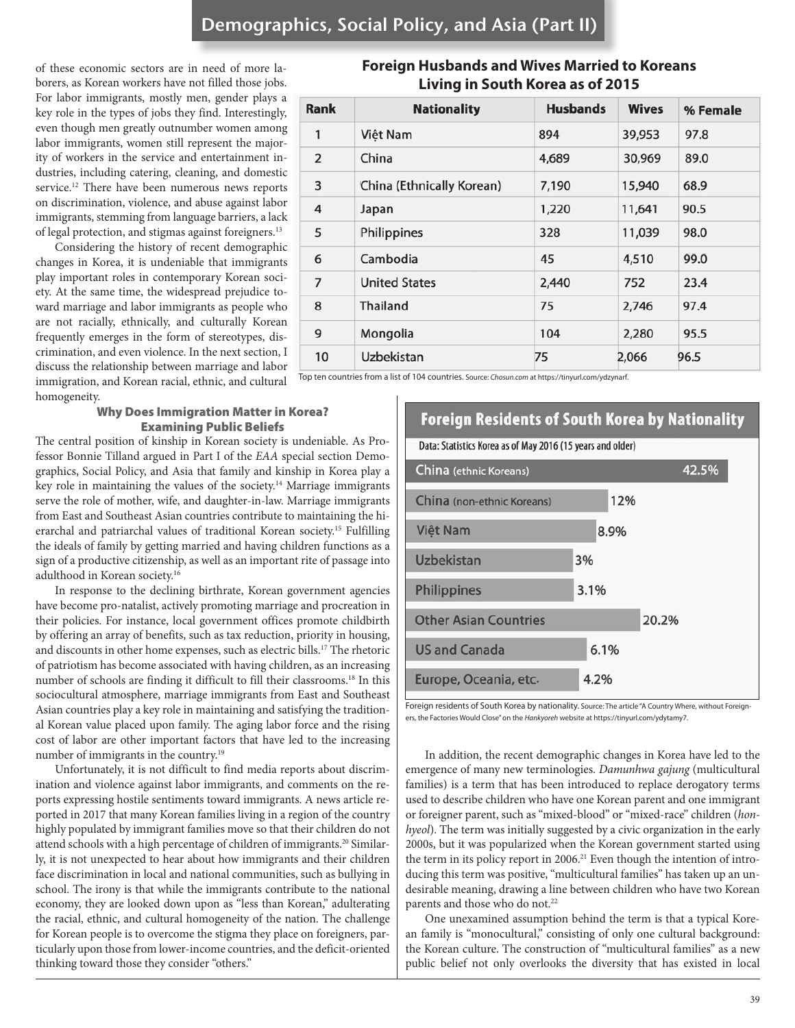of these economic sectors are in need of more laborers, as Korean workers have not filled those jobs. For labor immigrants, mostly men, gender plays a key role in the types of jobs they find. Interestingly, even though men greatly outnumber women among labor immigrants, women still represent the majority of workers in the service and entertainment industries, including catering, cleaning, and domestic service.[12] There have been numerous news reports on discrimination, violence, and abuse against labor immigrants, stemming from language barriers, a lack of legal protection, and stigmas against foreigners.[13]

Considering the history of recent demographic changes in Korea, it is undeniable that immigrants play important roles in contemporary Korean society. At the same time, the widespread prejudice toward marriage and labor immigrants as people who are not racially, ethnically, and culturally Korean frequently emerges in the form of stereotypes, discrimination, and even violence. In the next section, I discuss the relationship between marriage and labor immigration, and Korean racial, ethnic, and cultural homogeneity.

**Foreign Husbands and Wives Married to Koreans Living in South Korea as of 2015**

| Rank | Nationality | Husbands | Wives | % Female |
|---|---|---|---|---|
| 1 | Việt Nam | 894 | 39,953 | 97.8 |
| 2 | China | 4,689 | 30,969 | 89.0 |
| 3 | China (Ethnically Korean) | 7,190 | 15,940 | 68.9 |
| 4 | Japan | 1,220 | 11,641 | 90.5 |
| 5 | Philippines | 328 | 11,039 | 98.0 |
| 6 | Cambodia | 45 | 4,510 | 99.0 |
| 7 | United States | 2,440 | 752 | 23.4 |
| 8 | Thailand | 75 | 2,746 | 97.4 |
| 9 | Mongolia | 104 | 2,280 | 95.5 |
| 10 | Uzbekistan | 75 | 2,066 | 96.5 |

Top ten countries from a list of 104 countries. Source: *Chosun.com* at https://tinyurl.com/ydzynarf.

### Why Does Immigration Matter in Korea? Examining Public Beliefs

The central position of kinship in Korean society is undeniable. As Professor Bonnie Tilland argued in Part I of the *EAA* special section Demographics, Social Policy, and Asia that family and kinship in Korea play a key role in maintaining the values of the society.[14] Marriage immigrants serve the role of mother, wife, and daughter-in-law. Marriage immigrants from East and Southeast Asian countries contribute to maintaining the hierarchal and patriarchal values of traditional Korean society.[15] Fulfilling the ideals of family by getting married and having children functions as a sign of a productive citizenship, as well as an important rite of passage into adulthood in Korean society.[16]

In response to the declining birthrate, Korean government agencies have become pro-natalist, actively promoting marriage and procreation in their policies. For instance, local government offices promote childbirth by offering an array of benefits, such as tax reduction, priority in housing, and discounts in other home expenses, such as electric bills.[17] The rhetoric of patriotism has become associated with having children, as an increasing number of schools are finding it difficult to fill their classrooms.[18] In this sociocultural atmosphere, marriage immigrants from East and Southeast Asian countries play a key role in maintaining and satisfying the traditional Korean value placed upon family. The aging labor force and the rising cost of labor are other important factors that have led to the increasing number of immigrants in the country.[19]

Unfortunately, it is not difficult to find media reports about discrimination and violence against labor immigrants, and comments on the reports expressing hostile sentiments toward immigrants. A news article reported in 2017 that many Korean families living in a region of the country highly populated by immigrant families move so that their children do not attend schools with a high percentage of children of immigrants.[20] Similarly, it is not unexpected to hear about how immigrants and their children face discrimination in local and national communities, such as bullying in school. The irony is that while the immigrants contribute to the national economy, they are looked down upon as "less than Korean," adulterating the racial, ethnic, and cultural homogeneity of the nation. The challenge for Korean people is to overcome the stigma they place on foreigners, particularly upon those from lower-income countries, and the deficit-oriented thinking toward those they consider "others."

**Foreign Residents of South Korea by Nationality**

Data: Statistics Korea as of May 2016 (15 years and older)

| Nationality | % |
|---|---|
| China (ethnic Koreans) | 42.5% |
| China (non-ethnic Koreans) | 12% |
| Việt Nam | 8.9% |
| Uzbekistan | 3% |
| Philippines | 3.1% |
| Other Asian Countries | 20.2% |
| US and Canada | 6.1% |
| Europe, Oceania, etc. | 4.2% |

Foreign residents of South Korea by nationality. Source: The article "A Country Where, without Foreigners, the Factories Would Close" on the *Hankyoreh* website at https://tinyurl.com/ydytamy7.

In addition, the recent demographic changes in Korea have led to the emergence of many new terminologies. *Damunhwa gajung* (multicultural families) is a term that has been introduced to replace derogatory terms used to describe children who have one Korean parent and one immigrant or foreigner parent, such as "mixed-blood" or "mixed-race" children (*honhyeol*). The term was initially suggested by a civic organization in the early 2000s, but it was popularized when the Korean government started using the term in its policy report in 2006.[21] Even though the intention of introducing this term was positive, "multicultural families" has taken up an undesirable meaning, drawing a line between children who have two Korean parents and those who do not.[22]

One unexamined assumption behind the term is that a typical Korean family is "monocultural," consisting of only one cultural background: the Korean culture. The construction of "multicultural families" as a new public belief not only overlooks the diversity that has existed in local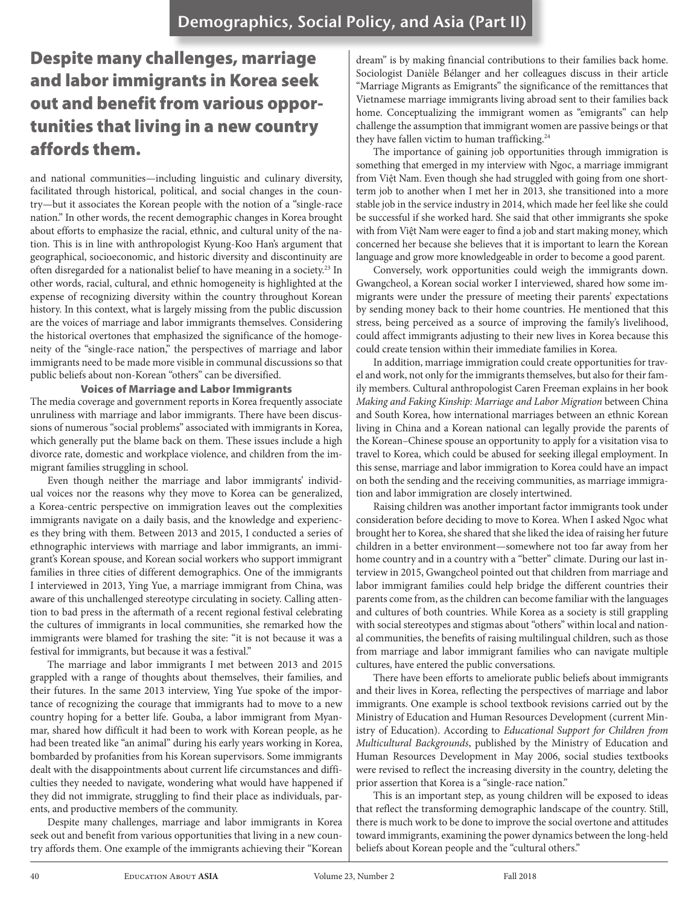**Despite many challenges, marriage and labor immigrants in Korea seek out and benefit from various opportunities that living in a new country affords them.**

and national communities—including linguistic and culinary diversity, facilitated through historical, political, and social changes in the country—but it associates the Korean people with the notion of a "single-race nation." In other words, the recent demographic changes in Korea brought about efforts to emphasize the racial, ethnic, and cultural unity of the nation. This is in line with anthropologist Kyung-Koo Han's argument that geographical, socioeconomic, and historic diversity and discontinuity are often disregarded for a nationalist belief to have meaning in a society.[23] In other words, racial, cultural, and ethnic homogeneity is highlighted at the expense of recognizing diversity within the country throughout Korean history. In this context, what is largely missing from the public discussion are the voices of marriage and labor immigrants themselves. Considering the historical overtones that emphasized the significance of the homogeneity of the "single-race nation," the perspectives of marriage and labor immigrants need to be made more visible in communal discussions so that public beliefs about non-Korean "others" can be diversified.

### Voices of Marriage and Labor Immigrants

The media coverage and government reports in Korea frequently associate unruliness with marriage and labor immigrants. There have been discussions of numerous "social problems" associated with immigrants in Korea, which generally put the blame back on them. These issues include a high divorce rate, domestic and workplace violence, and children from the immigrant families struggling in school.

Even though neither the marriage and labor immigrants' individual voices nor the reasons why they move to Korea can be generalized, a Korea-centric perspective on immigration leaves out the complexities immigrants navigate on a daily basis, and the knowledge and experiences they bring with them. Between 2013 and 2015, I conducted a series of ethnographic interviews with marriage and labor immigrants, an immigrant's Korean spouse, and Korean social workers who support immigrant families in three cities of different demographics. One of the immigrants I interviewed in 2013, Ying Yue, a marriage immigrant from China, was aware of this unchallenged stereotype circulating in society. Calling attention to bad press in the aftermath of a recent regional festival celebrating the cultures of immigrants in local communities, she remarked how the immigrants were blamed for trashing the site: "it is not because it was a festival for immigrants, but because it was a festival."

The marriage and labor immigrants I met between 2013 and 2015 grappled with a range of thoughts about themselves, their families, and their futures. In the same 2013 interview, Ying Yue spoke of the importance of recognizing the courage that immigrants had to move to a new country hoping for a better life. Gouba, a labor immigrant from Myanmar, shared how difficult it had been to work with Korean people, as he had been treated like "an animal" during his early years working in Korea, bombarded by profanities from his Korean supervisors. Some immigrants dealt with the disappointments about current life circumstances and difficulties they needed to navigate, wondering what would have happened if they did not immigrate, struggling to find their place as individuals, parents, and productive members of the community.

Despite many challenges, marriage and labor immigrants in Korea seek out and benefit from various opportunities that living in a new country affords them. One example of the immigrants achieving their "Korean dream" is by making financial contributions to their families back home. Sociologist Danièle Bélanger and her colleagues discuss in their article "Marriage Migrants as Emigrants" the significance of the remittances that Vietnamese marriage immigrants living abroad sent to their families back home. Conceptualizing the immigrant women as "emigrants" can help challenge the assumption that immigrant women are passive beings or that they have fallen victim to human trafficking.[24]

The importance of gaining job opportunities through immigration is something that emerged in my interview with Ngoc, a marriage immigrant from Việt Nam. Even though she had struggled with going from one short-term job to another when I met her in 2013, she transitioned into a more stable job in the service industry in 2014, which made her feel like she could be successful if she worked hard. She said that other immigrants she spoke with from Việt Nam were eager to find a job and start making money, which concerned her because she believes that it is important to learn the Korean language and grow more knowledgeable in order to become a good parent.

Conversely, work opportunities could weigh the immigrants down. Gwangcheol, a Korean social worker I interviewed, shared how some immigrants were under the pressure of meeting their parents' expectations by sending money back to their home countries. He mentioned that this stress, being perceived as a source of improving the family's livelihood, could affect immigrants adjusting to their new lives in Korea because this could create tension within their immediate families in Korea.

In addition, marriage immigration could create opportunities for travel and work, not only for the immigrants themselves, but also for their family members. Cultural anthropologist Caren Freeman explains in her book *Making and Faking Kinship: Marriage and Labor Migration* between China and South Korea, how international marriages between an ethnic Korean living in China and a Korean national can legally provide the parents of the Korean–Chinese spouse an opportunity to apply for a visitation visa to travel to Korea, which could be abused for seeking illegal employment. In this sense, marriage and labor immigration to Korea could have an impact on both the sending and the receiving communities, as marriage immigration and labor immigration are closely intertwined.

Raising children was another important factor immigrants took under consideration before deciding to move to Korea. When I asked Ngoc what brought her to Korea, she shared that she liked the idea of raising her future children in a better environment—somewhere not too far away from her home country and in a country with a "better" climate. During our last interview in 2015, Gwangcheol pointed out that children from marriage and labor immigrant families could help bridge the different countries their parents come from, as the children can become familiar with the languages and cultures of both countries. While Korea as a society is still grappling with social stereotypes and stigmas about "others" within local and national communities, the benefits of raising multilingual children, such as those from marriage and labor immigrant families who can navigate multiple cultures, have entered the public conversations.

There have been efforts to ameliorate public beliefs about immigrants and their lives in Korea, reflecting the perspectives of marriage and labor immigrants. One example is school textbook revisions carried out by the Ministry of Education and Human Resources Development (current Ministry of Education). According to *Educational Support for Children from Multicultural Backgrounds*, published by the Ministry of Education and Human Resources Development in May 2006, social studies textbooks were revised to reflect the increasing diversity in the country, deleting the prior assertion that Korea is a "single-race nation."

This is an important step, as young children will be exposed to ideas that reflect the transforming demographic landscape of the country. Still, there is much work to be done to improve the social overtone and attitudes toward immigrants, examining the power dynamics between the long-held beliefs about Korean people and the "cultural others."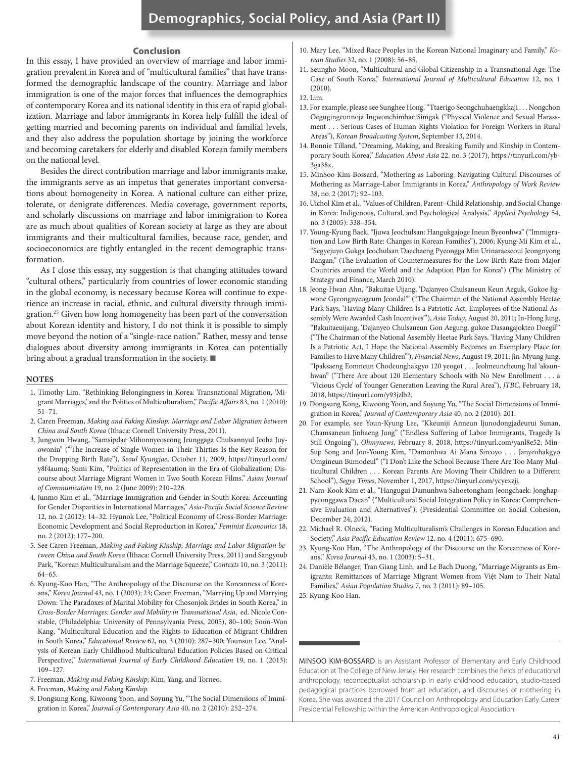## Conclusion

In this essay, I have provided an overview of marriage and labor immigration prevalent in Korea and of "multicultural families" that have transformed the demographic landscape of the country. Marriage and labor immigration is one of the major forces that influences the demographics of contemporary Korea and its national identity in this era of rapid globalization. Marriage and labor immigrants in Korea help fulfill the ideal of getting married and becoming parents on individual and familial levels, and they also address the population shortage by joining the workforce and becoming caretakers for elderly and disabled Korean family members on the national level.

Besides the direct contribution marriage and labor immigrants make, the immigrants serve as an impetus that generates important conversations about homogeneity in Korea. A national culture can either prize, tolerate, or denigrate differences. Media coverage, government reports, and scholarly discussions on marriage and labor immigration to Korea are as much about qualities of Korean society at large as they are about immigrants and their multicultural families, because race, gender, and socioeconomics are tightly entangled in the recent demographic transformation.

As I close this essay, my suggestion is that changing attitudes toward "cultural others," particularly from countries of lower economic standing in the global economy, is necessary because Korea will continue to experience an increase in racial, ethnic, and cultural diversity through immigration.[25] Given how long homogeneity has been part of the conversation about Korean identity and history, I do not think it is possible to simply move beyond the notion of a "single-race nation." Rather, messy and tense dialogues about diversity among immigrants in Korea can potentially bring about a gradual transformation in the society. ■

## NOTES

1. Timothy Lim, "Rethinking Belongingness in Korea: Transnational Migration, 'Migrant Marriages,' and the Politics of Multiculturalism," *Pacific Affairs* 83, no. 1 (2010): 51–71.
2. Caren Freeman, *Making and Faking Kinship: Marriage and Labor Migration between China and South Korea* (Ithaca: Cornell University Press, 2011).
3. Jungwon Hwang, "Samsipdae Mihonnyeoseong Jeunggaga Chulsannyul Jeoha Juyowonin" ("The Increase of Single Women in Their Thirties Is the Key Reason for the Dropping Birth Rate"), *Seoul Kyungjae*, October 11, 2009, https://tinyurl.com/y8f4aumq; Sumi Kim, "Politics of Representation in the Era of Globalization: Discourse about Marriage Migrant Women in Two South Korean Films," *Asian Journal of Communication* 19, no. 2 (June 2009): 210–226.
4. Junmo Kim et al., "Marriage Immigration and Gender in South Korea: Accounting for Gender Disparities in International Marriages," *Asia-Pacific Social Science Review* 12, no. 2 (2012): 14–32. Hyunok Lee, "Political Economy of Cross-Border Marriage: Economic Development and Social Reproduction in Korea," *Feminist Economics* 18, no. 2 (2012): 177–200.
5. See Caren Freeman, *Making and Faking Kinship: Marriage and Labor Migration between China and South Korea* (Ithaca: Cornell University Press, 2011) and Sangyoub Park, "Korean Multiculturalism and the Marriage Squeeze," *Contexts* 10, no. 3 (2011): 64–65.
6. Kyung-Koo Han, "The Anthropology of the Discourse on the Koreanness of Koreans," *Korea Journal* 43, no. 1 (2003): 23; Caren Freeman, "Marrying Up and Marrying Down: The Paradoxes of Marital Mobility for Chosonjok Brides in South Korea," in *Cross-Border Marriages: Gender and Mobility in Transnational Asia*, ed. Nicole Constable, (Philadelphia: University of Pennsylvania Press, 2005), 80–100; Soon-Won Kang, "Multicultural Education and the Rights to Education of Migrant Children in South Korea," *Educational Review* 62, no. 3 (2010): 287–300; Younsun Lee, "Analysis of Korean Early Childhood Multicultural Education Policies Based on Critical Perspective," *International Journal of Early Childhood Education* 19, no. 1 (2013): 109–127.
7. Freeman, *Making and Faking Kinship*; Kim, Yang, and Torneo.
8. Freeman, *Making and Faking Kinship.*
9. Dongsung Kong, Kiwoong Yoon, and Soyung Yu, "The Social Dimensions of Immigration in Korea," *Journal of Contemporary Asia* 40, no. 2 (2010): 252–274.
10. Mary Lee, "Mixed Race Peoples in the Korean National Imaginary and Family," *Korean Studies* 32, no. 1 (2008): 56–85.
11. Seungho Moon, "Multicultural and Global Citizenship in a Transnational Age: The Case of South Korea," *International Journal of Multicultural Education* 12, no. 1 (2010).
12. Lim.
13. For example, please see Sunghee Hong, "Ttaerigo Seongchuhaengkkaji . . . Nongchon Oegugingeunnoja Ingwonchimhae Simgak ("Physical Violence and Sexual Harassment . . . Serious Cases of Human Rights Violation for Foreign Workers in Rural Areas"), *Korean Broadcasting System*, September 13, 2014.
14. Bonnie Tilland, "Dreaming, Making, and Breaking Family and Kinship in Contemporary South Korea," *Education About Asia* 22, no. 3 (2017), https://tinyurl.com/yb3ga38x.
15. MinSoo Kim-Bossard, "Mothering as Laboring: Navigating Cultural Discourses of Mothering as Marriage-Labor Immigrants in Korea," *Anthropology of Work Review* 38, no. 2 (2017): 92–103.
16. Uichol Kim et al., "Values of Children, Parent–Child Relationship, and Social Change in Korea: Indigenous, Cultural, and Psychological Analysis," *Applied Psychology* 54, no. 3 (2005): 338–354.
17. Young-Kyung Baek, "Ijuwa Jeochulsan: Hangukgajoge Ineun Byeonhwa" ("Immigration and Low Birth Rate: Changes in Korean Families"), 2006; Kyung-Mi Kim et al., "Segyejuyo Gukga Jeochulsan Daechaeng Pyeongga Min Urinaraeseoui Jeongnyong Bangan," (The Evaluation of Countermeasures for the Low Birth Rate from Major Countries around the World and the Adaption Plan for Korea") (The Ministry of Strategy and Finance, March 2010).
18. Jeong-Hwan Ahn, "Bakuitae Uijang, 'Dajanyeo Chulsaneun Keun Aeguk, Gukoe Jigwone Gyeongnyeogeum Jeondal'" ("The Chairman of the National Assembly Heetae Park Says, 'Having Many Children Is a Patriotic Act, Employees of the National Assembly Were Awarded Cash Incentives'"), *Asia Today*, August 20, 2011; In-Hong Jung, "Bakuitaeuijang, 'Dajanyeo Chulsaneun Gon Aegung, gukoe Dasangajokteo Doegil'" ("The Chairman of the National Assembly Heetae Park Says, 'Having Many Children Is a Patriotic Act, I Hope the National Assembly Becomes an Exemplary Place for Families to Have Many Children'"), *Financial News*, August 19, 2011; Jin-Myung Jung, "Ipaksaeng Eomneun Chodeunghakgyo 120 yeogot . . . Jeolmeuncheung Ital 'aksunhwan" ("There Are about 120 Elementary Schools with No New Enrollment . . . a 'Vicious Cycle' of Younger Generation Leaving the Rural Area"), *JTBC*, February 18, 2018, https://tinyurl.com/y93jzlb2.
19. Dongsung Kong, Kiwoong Yoon, and Soyung Yu, "The Social Dimensions of Immigration in Korea," *Journal of Contemporary Asia* 40, no. 2 (2010): 201.
20. For example, see Youn-Kyung Lee, "Kkeuniji Anneun Ijunodongjadeurui Sunan, Chamsaneun Jinhaeng Jung" ("Endless Suffering of Labor Immigrants, Tragedy Is Still Ongoing"), *Ohmynews*, February 8, 2018, https://tinyurl.com/yanl8e52; Min-Sup Song and Joo-Young Kim, "Damunhwa Ai Mana Sireoyo . . . Janyeohakgyo Omgineun Bumodeul" ("I Don't Like the School Because There Are Too Many Multicultural Children . . . Korean Parents Are Moving Their Children to a Different School"), *Segye Times*, November 1, 2017, https://tinyurl.com/ycyexzjj.
21. Nam-Kook Kim et al., "Hangugui Damunhwa Sahoetongham Jeongchaek: Jonghappyeonggawa Daean" ("Multicultural Social Integration Policy in Korea: Comprehensive Evaluation and Alternatives"), (Presidential Committee on Social Cohesion, December 24, 2012).
22. Michael R. Olneck, "Facing Multiculturalism's Challenges in Korean Education and Society," *Asia Pacific Education Review* 12, no. 4 (2011): 675–690.
23. Kyung-Koo Han, "The Anthropology of the Discourse on the Koreanness of Koreans," *Korea Journal* 43, no. 1 (2003): 5–31.
24. Danièle Bélanger, Tran Giang Linh, and Le Bach Duong, "Marriage Migrants as Emigrants: Remittances of Marriage Migrant Women from Việt Nam to Their Natal Families," *Asian Population Studies* 7, no. 2 (2011): 89–105.
25. Kyung-Koo Han.

MINSOO KIM-BOSSARD is an Assistant Professor of Elementary and Early Childhood Education at The College of New Jersey. Her research combines the fields of educational anthropology, reconceptualist scholarship in early childhood education, studio-based pedagogical practices borrowed from art education, and discourses of mothering in Korea. She was awarded the 2017 Council on Anthropology and Education Early Career Presidential Fellowship within the American Anthropological Association.